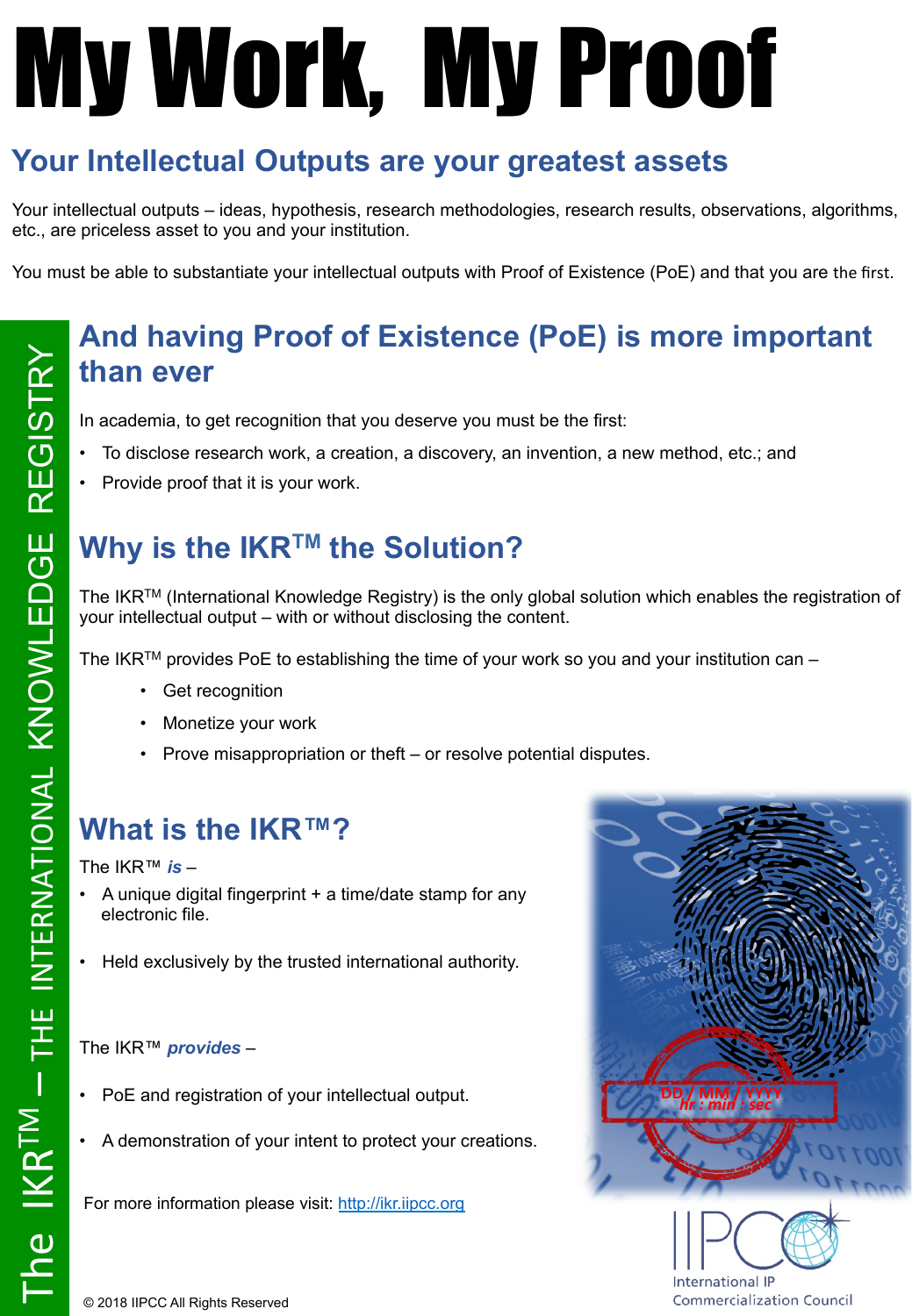# My Work, My Proof

## Your Intellectual Outputs are your greatest assets

Your intellectual outputs – ideas, hypothesis, research methodologies, research results, observations, algorithms, etc., are priceless asset to you and your institution.

You must be able to substantiate your intellectual outputs with Proof of Existence (PoE) and that you are the first.

The IKR™ – THE INTERNATIONAL KNOWLEDGE REGISTRY

## And having Proof of Existence (PoE) is more important than ever

In academia, to get recognition that you deserve you must be the first:

- To disclose research work, a creation, a discovery, an invention, a new method, etc.; and
- Provide proof that it is your work.

## Why is the IKR™ the Solution?

The IKR™ (International Knowledge Registry) is the only global solution which enables the registration of your intellectual output – with or without disclosing the content.

The IKR™ provides PoE to establishing the time of your work so you and your institution can –

- Get recognition
- Monetize your work
- Prove misappropriation or theft – or resolve potential disputes.

## What is the IKR™?

The IKR™ ***is*** –

- A unique digital fingerprint + a time/date stamp for any electronic file.
- Held exclusively by the trusted international authority.

The IKR™ ***provides*** –

- PoE and registration of your intellectual output.
- A demonstration of your intent to protect your creations.

For more information please visit: [http://ikr.iipcc.org](http://ikr.iipcc.org)

IIPCC International IP Commercialization Council

© 2018 IIPCC All Rights Reserved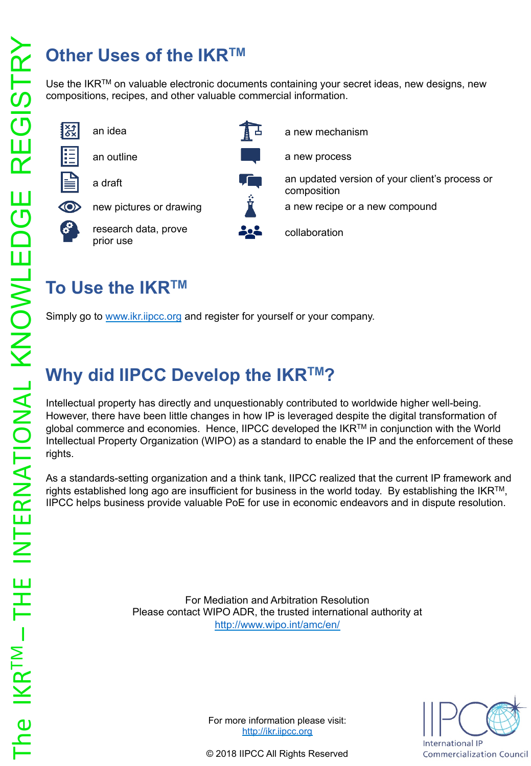## Other Uses of the IKR™

Use the IKR™ on valuable electronic documents containing your secret ideas, new designs, new compositions, recipes, and other valuable commercial information.

- an idea
- an outline
- a draft
- new pictures or drawing
- research data, prove prior use
- a new mechanism
- a new process
- an updated version of your client's process or composition
- a new recipe or a new compound
- collaboration

## To Use the IKR™

Simply go to [www.ikr.iipcc.org](http://www.ikr.iipcc.org) and register for yourself or your company.

## Why did IIPCC Develop the IKR™?

Intellectual property has directly and unquestionably contributed to worldwide higher well-being. However, there have been little changes in how IP is leveraged despite the digital transformation of global commerce and economies. Hence, IIPCC developed the IKR™ in conjunction with the World Intellectual Property Organization (WIPO) as a standard to enable the IP and the enforcement of these rights.

As a standards-setting organization and a think tank, IIPCC realized that the current IP framework and rights established long ago are insufficient for business in the world today. By establishing the IKR™, IIPCC helps business provide valuable PoE for use in economic endeavors and in dispute resolution.

For Mediation and Arbitration Resolution
Please contact WIPO ADR, the trusted international authority at
[http://www.wipo.int/amc/en/](http://www.wipo.int/amc/en/)

For more information please visit:
[http://ikr.iipcc.org](http://ikr.iipcc.org)

© 2018 IIPCC All Rights Reserved

IIPCC
International IP Commercialization Council

The IKR™ – THE INTERNATIONAL KNOWLEDGE REGISTRY